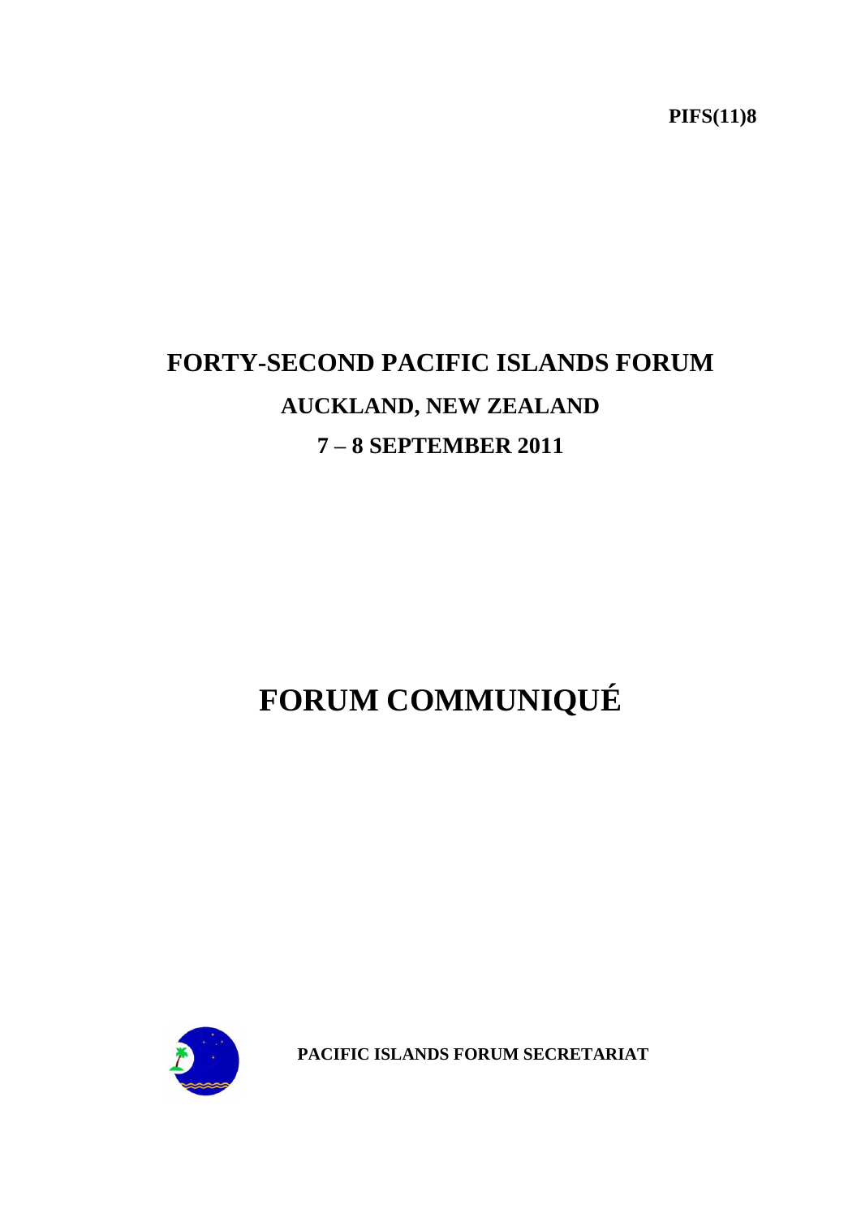**PIFS(11)8**

# FORTY-SECOND PACIFIC ISLANDS FORUM

## AUCKLAND, NEW ZEALAND

## 7 – 8 SEPTEMBER 2011

# FORUM COMMUNIQUÉ

**PACIFIC ISLANDS FORUM SECRETARIAT**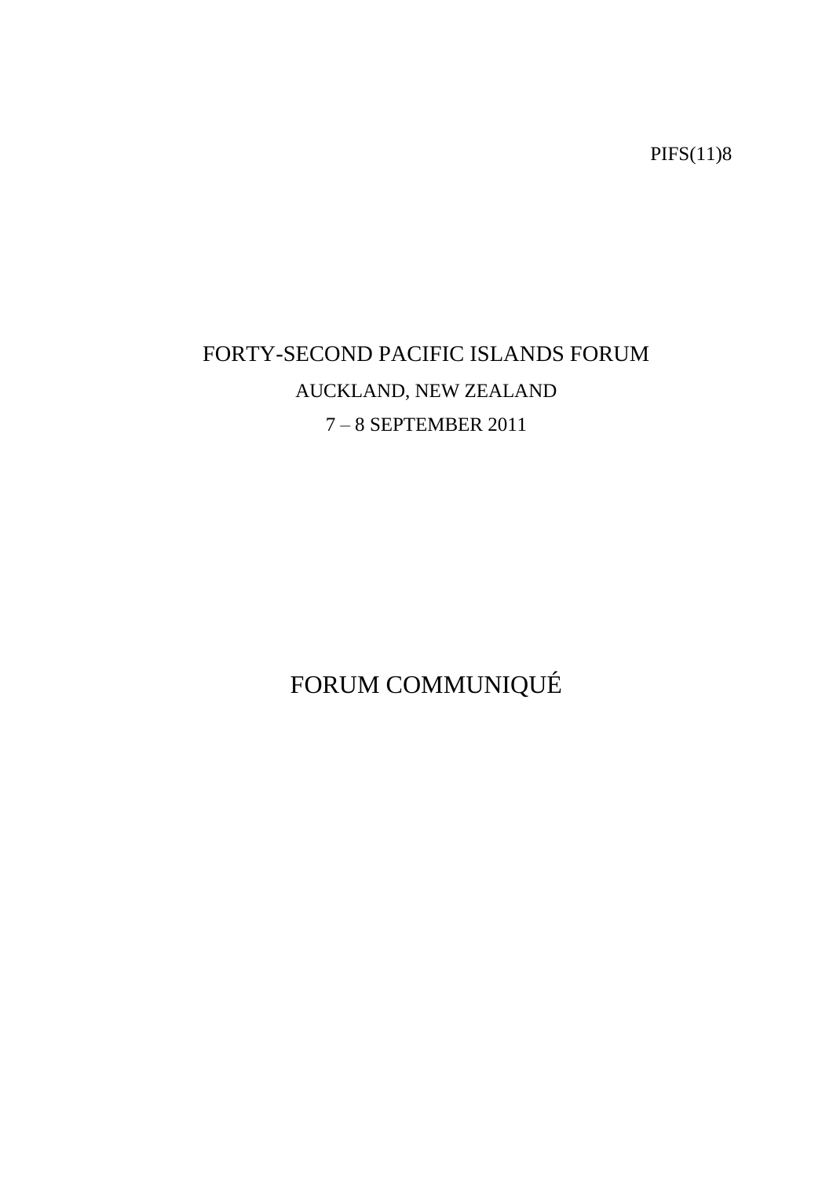PIFS(11)8

# FORTY-SECOND PACIFIC ISLANDS FORUM

AUCKLAND, NEW ZEALAND

7 – 8 SEPTEMBER 2011

# FORUM COMMUNIQUÉ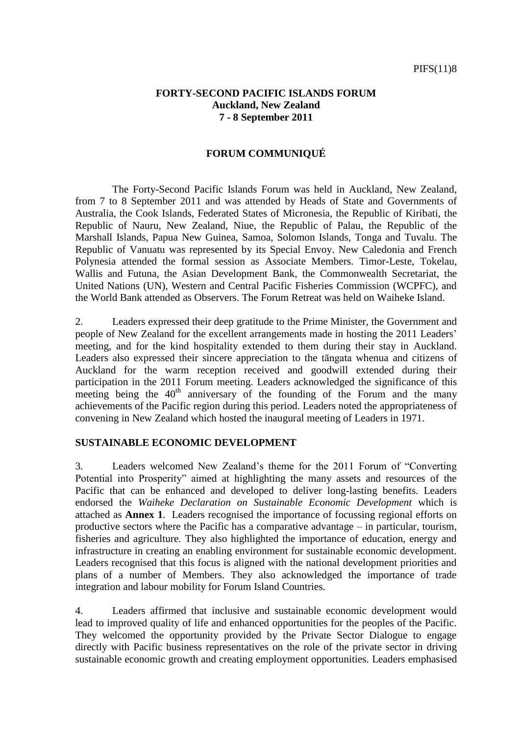PIFS(11)8

**FORTY-SECOND PACIFIC ISLANDS FORUM**
**Auckland, New Zealand**
**7 - 8 September 2011**

# FORUM COMMUNIQUÉ

The Forty-Second Pacific Islands Forum was held in Auckland, New Zealand, from 7 to 8 September 2011 and was attended by Heads of State and Governments of Australia, the Cook Islands, Federated States of Micronesia, the Republic of Kiribati, the Republic of Nauru, New Zealand, Niue, the Republic of Palau, the Republic of the Marshall Islands, Papua New Guinea, Samoa, Solomon Islands, Tonga and Tuvalu. The Republic of Vanuatu was represented by its Special Envoy. New Caledonia and French Polynesia attended the formal session as Associate Members. Timor-Leste, Tokelau, Wallis and Futuna, the Asian Development Bank, the Commonwealth Secretariat, the United Nations (UN), Western and Central Pacific Fisheries Commission (WCPFC), and the World Bank attended as Observers. The Forum Retreat was held on Waiheke Island.

2. Leaders expressed their deep gratitude to the Prime Minister, the Government and people of New Zealand for the excellent arrangements made in hosting the 2011 Leaders' meeting, and for the kind hospitality extended to them during their stay in Auckland. Leaders also expressed their sincere appreciation to the tāngata whenua and citizens of Auckland for the warm reception received and goodwill extended during their participation in the 2011 Forum meeting. Leaders acknowledged the significance of this meeting being the 40th anniversary of the founding of the Forum and the many achievements of the Pacific region during this period. Leaders noted the appropriateness of convening in New Zealand which hosted the inaugural meeting of Leaders in 1971.

## SUSTAINABLE ECONOMIC DEVELOPMENT

3. Leaders welcomed New Zealand's theme for the 2011 Forum of "Converting Potential into Prosperity" aimed at highlighting the many assets and resources of the Pacific that can be enhanced and developed to deliver long-lasting benefits. Leaders endorsed the *Waiheke Declaration on Sustainable Economic Development* which is attached as **Annex 1**. Leaders recognised the importance of focussing regional efforts on productive sectors where the Pacific has a comparative advantage – in particular, tourism, fisheries and agriculture. They also highlighted the importance of education, energy and infrastructure in creating an enabling environment for sustainable economic development. Leaders recognised that this focus is aligned with the national development priorities and plans of a number of Members. They also acknowledged the importance of trade integration and labour mobility for Forum Island Countries.

4. Leaders affirmed that inclusive and sustainable economic development would lead to improved quality of life and enhanced opportunities for the peoples of the Pacific. They welcomed the opportunity provided by the Private Sector Dialogue to engage directly with Pacific business representatives on the role of the private sector in driving sustainable economic growth and creating employment opportunities. Leaders emphasised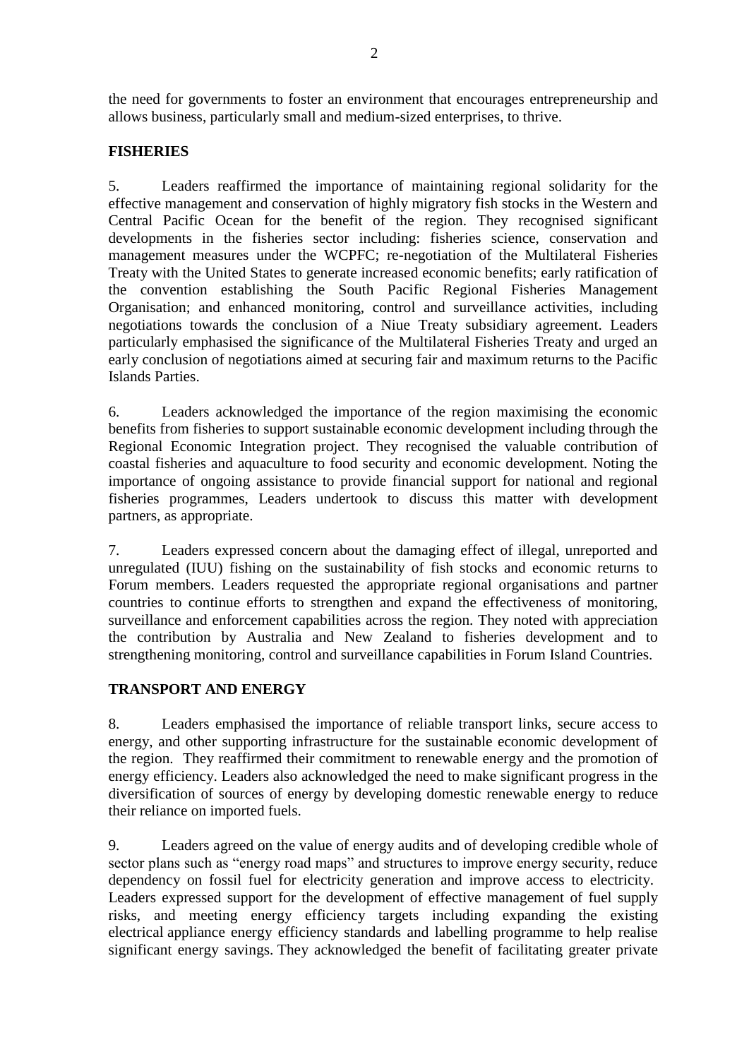the need for governments to foster an environment that encourages entrepreneurship and allows business, particularly small and medium-sized enterprises, to thrive.

## FISHERIES

5. Leaders reaffirmed the importance of maintaining regional solidarity for the effective management and conservation of highly migratory fish stocks in the Western and Central Pacific Ocean for the benefit of the region. They recognised significant developments in the fisheries sector including: fisheries science, conservation and management measures under the WCPFC; re-negotiation of the Multilateral Fisheries Treaty with the United States to generate increased economic benefits; early ratification of the convention establishing the South Pacific Regional Fisheries Management Organisation; and enhanced monitoring, control and surveillance activities, including negotiations towards the conclusion of a Niue Treaty subsidiary agreement. Leaders particularly emphasised the significance of the Multilateral Fisheries Treaty and urged an early conclusion of negotiations aimed at securing fair and maximum returns to the Pacific Islands Parties.

6. Leaders acknowledged the importance of the region maximising the economic benefits from fisheries to support sustainable economic development including through the Regional Economic Integration project. They recognised the valuable contribution of coastal fisheries and aquaculture to food security and economic development. Noting the importance of ongoing assistance to provide financial support for national and regional fisheries programmes, Leaders undertook to discuss this matter with development partners, as appropriate.

7. Leaders expressed concern about the damaging effect of illegal, unreported and unregulated (IUU) fishing on the sustainability of fish stocks and economic returns to Forum members. Leaders requested the appropriate regional organisations and partner countries to continue efforts to strengthen and expand the effectiveness of monitoring, surveillance and enforcement capabilities across the region. They noted with appreciation the contribution by Australia and New Zealand to fisheries development and to strengthening monitoring, control and surveillance capabilities in Forum Island Countries.

## TRANSPORT AND ENERGY

8. Leaders emphasised the importance of reliable transport links, secure access to energy, and other supporting infrastructure for the sustainable economic development of the region. They reaffirmed their commitment to renewable energy and the promotion of energy efficiency. Leaders also acknowledged the need to make significant progress in the diversification of sources of energy by developing domestic renewable energy to reduce their reliance on imported fuels.

9. Leaders agreed on the value of energy audits and of developing credible whole of sector plans such as "energy road maps" and structures to improve energy security, reduce dependency on fossil fuel for electricity generation and improve access to electricity. Leaders expressed support for the development of effective management of fuel supply risks, and meeting energy efficiency targets including expanding the existing electrical appliance energy efficiency standards and labelling programme to help realise significant energy savings. They acknowledged the benefit of facilitating greater private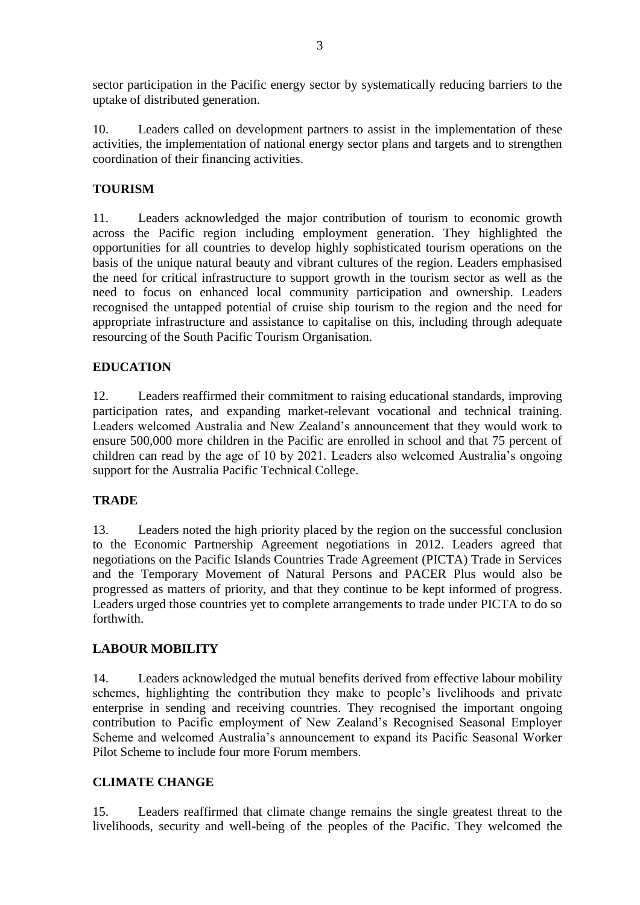sector participation in the Pacific energy sector by systematically reducing barriers to the uptake of distributed generation.

10. Leaders called on development partners to assist in the implementation of these activities, the implementation of national energy sector plans and targets and to strengthen coordination of their financing activities.

**TOURISM**

11. Leaders acknowledged the major contribution of tourism to economic growth across the Pacific region including employment generation. They highlighted the opportunities for all countries to develop highly sophisticated tourism operations on the basis of the unique natural beauty and vibrant cultures of the region. Leaders emphasised the need for critical infrastructure to support growth in the tourism sector as well as the need to focus on enhanced local community participation and ownership. Leaders recognised the untapped potential of cruise ship tourism to the region and the need for appropriate infrastructure and assistance to capitalise on this, including through adequate resourcing of the South Pacific Tourism Organisation.

**EDUCATION**

12. Leaders reaffirmed their commitment to raising educational standards, improving participation rates, and expanding market-relevant vocational and technical training. Leaders welcomed Australia and New Zealand's announcement that they would work to ensure 500,000 more children in the Pacific are enrolled in school and that 75 percent of children can read by the age of 10 by 2021. Leaders also welcomed Australia's ongoing support for the Australia Pacific Technical College.

**TRADE**

13. Leaders noted the high priority placed by the region on the successful conclusion to the Economic Partnership Agreement negotiations in 2012. Leaders agreed that negotiations on the Pacific Islands Countries Trade Agreement (PICTA) Trade in Services and the Temporary Movement of Natural Persons and PACER Plus would also be progressed as matters of priority, and that they continue to be kept informed of progress. Leaders urged those countries yet to complete arrangements to trade under PICTA to do so forthwith.

**LABOUR MOBILITY**

14. Leaders acknowledged the mutual benefits derived from effective labour mobility schemes, highlighting the contribution they make to people's livelihoods and private enterprise in sending and receiving countries. They recognised the important ongoing contribution to Pacific employment of New Zealand's Recognised Seasonal Employer Scheme and welcomed Australia's announcement to expand its Pacific Seasonal Worker Pilot Scheme to include four more Forum members.

**CLIMATE CHANGE**

15. Leaders reaffirmed that climate change remains the single greatest threat to the livelihoods, security and well-being of the peoples of the Pacific. They welcomed the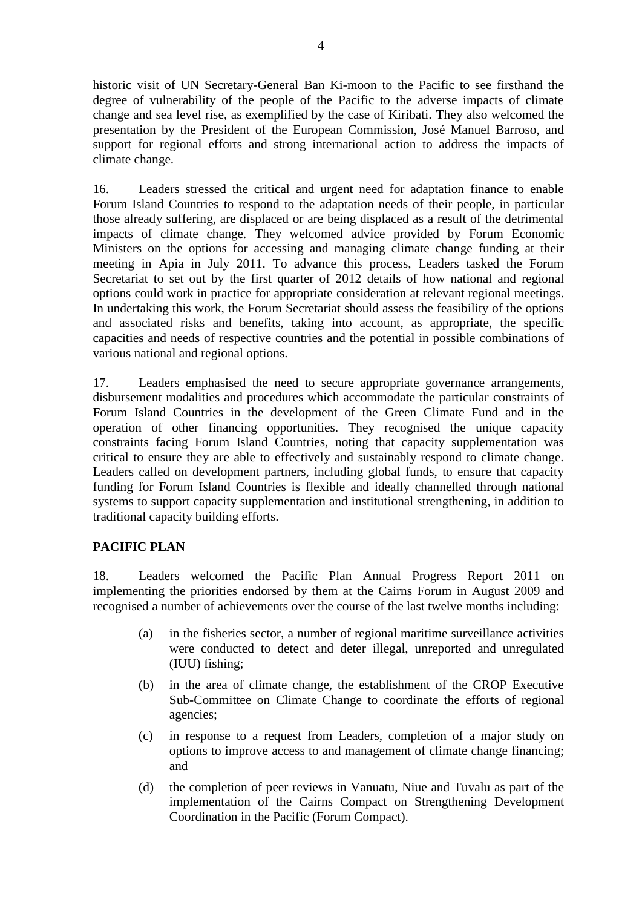historic visit of UN Secretary-General Ban Ki-moon to the Pacific to see firsthand the degree of vulnerability of the people of the Pacific to the adverse impacts of climate change and sea level rise, as exemplified by the case of Kiribati. They also welcomed the presentation by the President of the European Commission, José Manuel Barroso, and support for regional efforts and strong international action to address the impacts of climate change.

16. Leaders stressed the critical and urgent need for adaptation finance to enable Forum Island Countries to respond to the adaptation needs of their people, in particular those already suffering, are displaced or are being displaced as a result of the detrimental impacts of climate change. They welcomed advice provided by Forum Economic Ministers on the options for accessing and managing climate change funding at their meeting in Apia in July 2011. To advance this process, Leaders tasked the Forum Secretariat to set out by the first quarter of 2012 details of how national and regional options could work in practice for appropriate consideration at relevant regional meetings. In undertaking this work, the Forum Secretariat should assess the feasibility of the options and associated risks and benefits, taking into account, as appropriate, the specific capacities and needs of respective countries and the potential in possible combinations of various national and regional options.

17. Leaders emphasised the need to secure appropriate governance arrangements, disbursement modalities and procedures which accommodate the particular constraints of Forum Island Countries in the development of the Green Climate Fund and in the operation of other financing opportunities. They recognised the unique capacity constraints facing Forum Island Countries, noting that capacity supplementation was critical to ensure they are able to effectively and sustainably respond to climate change. Leaders called on development partners, including global funds, to ensure that capacity funding for Forum Island Countries is flexible and ideally channelled through national systems to support capacity supplementation and institutional strengthening, in addition to traditional capacity building efforts.

**PACIFIC PLAN**

18. Leaders welcomed the Pacific Plan Annual Progress Report 2011 on implementing the priorities endorsed by them at the Cairns Forum in August 2009 and recognised a number of achievements over the course of the last twelve months including:

(a) in the fisheries sector, a number of regional maritime surveillance activities were conducted to detect and deter illegal, unreported and unregulated (IUU) fishing;

(b) in the area of climate change, the establishment of the CROP Executive Sub-Committee on Climate Change to coordinate the efforts of regional agencies;

(c) in response to a request from Leaders, completion of a major study on options to improve access to and management of climate change financing; and

(d) the completion of peer reviews in Vanuatu, Niue and Tuvalu as part of the implementation of the Cairns Compact on Strengthening Development Coordination in the Pacific (Forum Compact).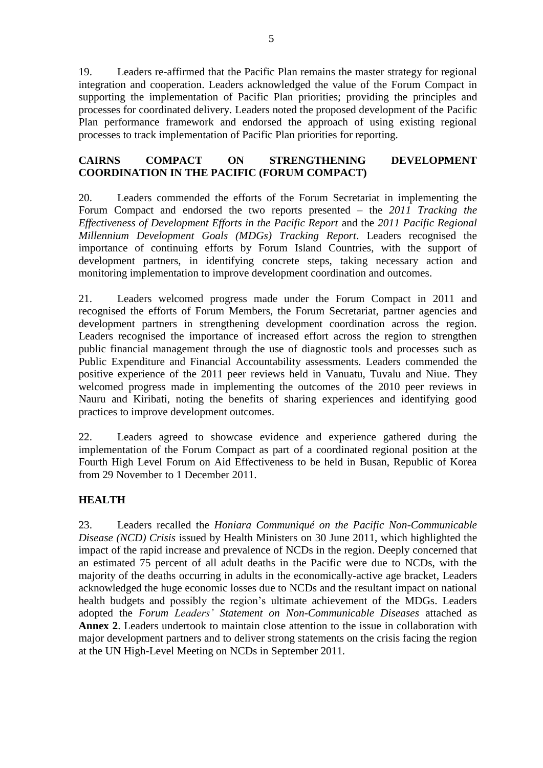19. Leaders re-affirmed that the Pacific Plan remains the master strategy for regional integration and cooperation. Leaders acknowledged the value of the Forum Compact in supporting the implementation of Pacific Plan priorities; providing the principles and processes for coordinated delivery. Leaders noted the proposed development of the Pacific Plan performance framework and endorsed the approach of using existing regional processes to track implementation of Pacific Plan priorities for reporting.

**CAIRNS COMPACT ON STRENGTHENING DEVELOPMENT COORDINATION IN THE PACIFIC (FORUM COMPACT)**

20. Leaders commended the efforts of the Forum Secretariat in implementing the Forum Compact and endorsed the two reports presented – the *2011 Tracking the Effectiveness of Development Efforts in the Pacific Report* and the *2011 Pacific Regional Millennium Development Goals (MDGs) Tracking Report*. Leaders recognised the importance of continuing efforts by Forum Island Countries, with the support of development partners, in identifying concrete steps, taking necessary action and monitoring implementation to improve development coordination and outcomes.

21. Leaders welcomed progress made under the Forum Compact in 2011 and recognised the efforts of Forum Members, the Forum Secretariat, partner agencies and development partners in strengthening development coordination across the region. Leaders recognised the importance of increased effort across the region to strengthen public financial management through the use of diagnostic tools and processes such as Public Expenditure and Financial Accountability assessments. Leaders commended the positive experience of the 2011 peer reviews held in Vanuatu, Tuvalu and Niue. They welcomed progress made in implementing the outcomes of the 2010 peer reviews in Nauru and Kiribati, noting the benefits of sharing experiences and identifying good practices to improve development outcomes.

22. Leaders agreed to showcase evidence and experience gathered during the implementation of the Forum Compact as part of a coordinated regional position at the Fourth High Level Forum on Aid Effectiveness to be held in Busan, Republic of Korea from 29 November to 1 December 2011.

**HEALTH**

23. Leaders recalled the *Honiara Communiqué on the Pacific Non-Communicable Disease (NCD) Crisis* issued by Health Ministers on 30 June 2011, which highlighted the impact of the rapid increase and prevalence of NCDs in the region. Deeply concerned that an estimated 75 percent of all adult deaths in the Pacific were due to NCDs, with the majority of the deaths occurring in adults in the economically-active age bracket, Leaders acknowledged the huge economic losses due to NCDs and the resultant impact on national health budgets and possibly the region's ultimate achievement of the MDGs. Leaders adopted the *Forum Leaders' Statement on Non-Communicable Diseases* attached as **Annex 2**. Leaders undertook to maintain close attention to the issue in collaboration with major development partners and to deliver strong statements on the crisis facing the region at the UN High-Level Meeting on NCDs in September 2011.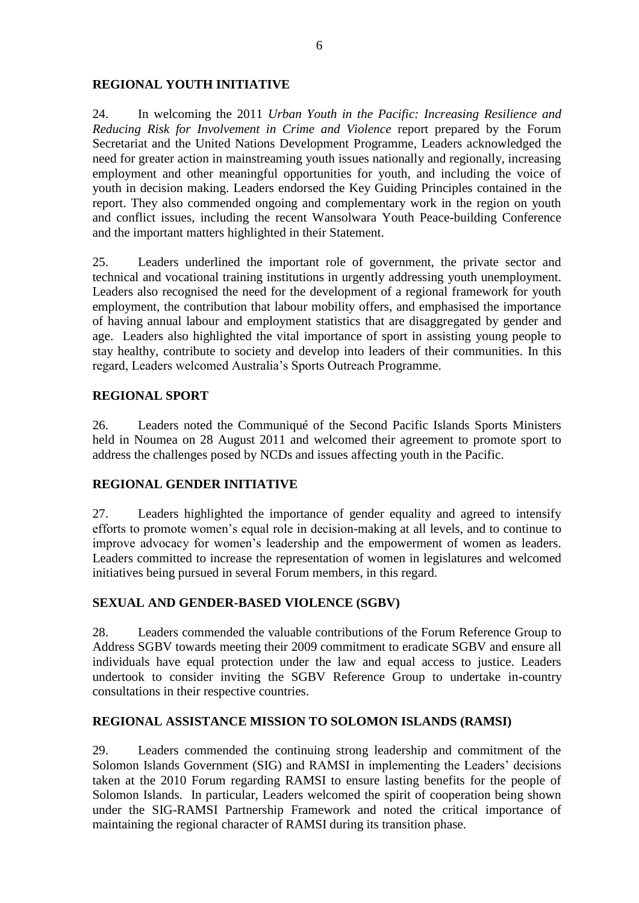## REGIONAL YOUTH INITIATIVE

24. In welcoming the 2011 *Urban Youth in the Pacific: Increasing Resilience and Reducing Risk for Involvement in Crime and Violence* report prepared by the Forum Secretariat and the United Nations Development Programme, Leaders acknowledged the need for greater action in mainstreaming youth issues nationally and regionally, increasing employment and other meaningful opportunities for youth, and including the voice of youth in decision making. Leaders endorsed the Key Guiding Principles contained in the report. They also commended ongoing and complementary work in the region on youth and conflict issues, including the recent Wansolwara Youth Peace-building Conference and the important matters highlighted in their Statement.

25. Leaders underlined the important role of government, the private sector and technical and vocational training institutions in urgently addressing youth unemployment. Leaders also recognised the need for the development of a regional framework for youth employment, the contribution that labour mobility offers, and emphasised the importance of having annual labour and employment statistics that are disaggregated by gender and age. Leaders also highlighted the vital importance of sport in assisting young people to stay healthy, contribute to society and develop into leaders of their communities. In this regard, Leaders welcomed Australia's Sports Outreach Programme.

## REGIONAL SPORT

26. Leaders noted the Communiqué of the Second Pacific Islands Sports Ministers held in Noumea on 28 August 2011 and welcomed their agreement to promote sport to address the challenges posed by NCDs and issues affecting youth in the Pacific.

## REGIONAL GENDER INITIATIVE

27. Leaders highlighted the importance of gender equality and agreed to intensify efforts to promote women's equal role in decision-making at all levels, and to continue to improve advocacy for women's leadership and the empowerment of women as leaders. Leaders committed to increase the representation of women in legislatures and welcomed initiatives being pursued in several Forum members, in this regard.

## SEXUAL AND GENDER-BASED VIOLENCE (SGBV)

28. Leaders commended the valuable contributions of the Forum Reference Group to Address SGBV towards meeting their 2009 commitment to eradicate SGBV and ensure all individuals have equal protection under the law and equal access to justice. Leaders undertook to consider inviting the SGBV Reference Group to undertake in-country consultations in their respective countries.

## REGIONAL ASSISTANCE MISSION TO SOLOMON ISLANDS (RAMSI)

29. Leaders commended the continuing strong leadership and commitment of the Solomon Islands Government (SIG) and RAMSI in implementing the Leaders' decisions taken at the 2010 Forum regarding RAMSI to ensure lasting benefits for the people of Solomon Islands. In particular, Leaders welcomed the spirit of cooperation being shown under the SIG-RAMSI Partnership Framework and noted the critical importance of maintaining the regional character of RAMSI during its transition phase.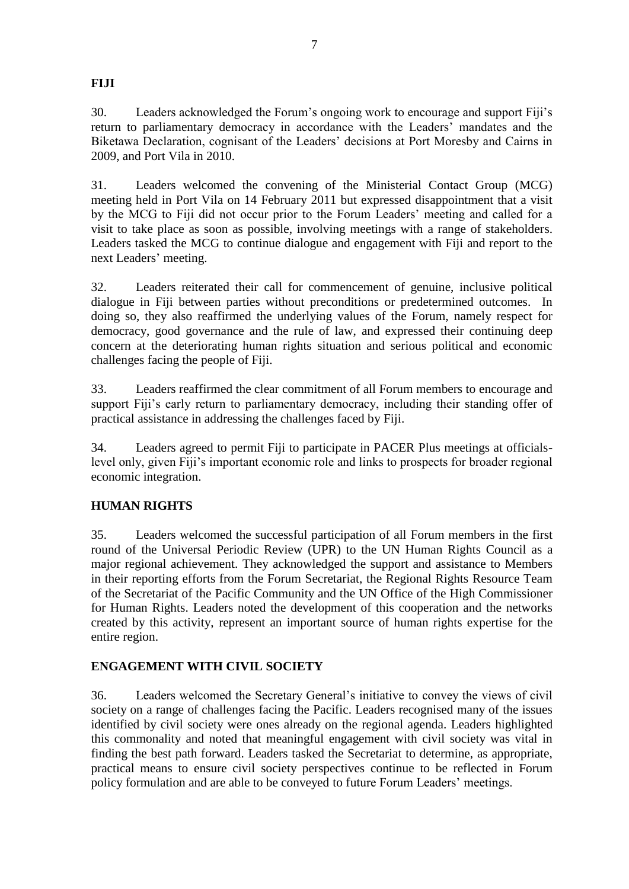## FIJI

30. Leaders acknowledged the Forum's ongoing work to encourage and support Fiji's return to parliamentary democracy in accordance with the Leaders' mandates and the Biketawa Declaration, cognisant of the Leaders' decisions at Port Moresby and Cairns in 2009, and Port Vila in 2010.

31. Leaders welcomed the convening of the Ministerial Contact Group (MCG) meeting held in Port Vila on 14 February 2011 but expressed disappointment that a visit by the MCG to Fiji did not occur prior to the Forum Leaders' meeting and called for a visit to take place as soon as possible, involving meetings with a range of stakeholders. Leaders tasked the MCG to continue dialogue and engagement with Fiji and report to the next Leaders' meeting.

32. Leaders reiterated their call for commencement of genuine, inclusive political dialogue in Fiji between parties without preconditions or predetermined outcomes. In doing so, they also reaffirmed the underlying values of the Forum, namely respect for democracy, good governance and the rule of law, and expressed their continuing deep concern at the deteriorating human rights situation and serious political and economic challenges facing the people of Fiji.

33. Leaders reaffirmed the clear commitment of all Forum members to encourage and support Fiji's early return to parliamentary democracy, including their standing offer of practical assistance in addressing the challenges faced by Fiji.

34. Leaders agreed to permit Fiji to participate in PACER Plus meetings at officials-level only, given Fiji's important economic role and links to prospects for broader regional economic integration.

## HUMAN RIGHTS

35. Leaders welcomed the successful participation of all Forum members in the first round of the Universal Periodic Review (UPR) to the UN Human Rights Council as a major regional achievement. They acknowledged the support and assistance to Members in their reporting efforts from the Forum Secretariat, the Regional Rights Resource Team of the Secretariat of the Pacific Community and the UN Office of the High Commissioner for Human Rights. Leaders noted the development of this cooperation and the networks created by this activity, represent an important source of human rights expertise for the entire region.

## ENGAGEMENT WITH CIVIL SOCIETY

36. Leaders welcomed the Secretary General's initiative to convey the views of civil society on a range of challenges facing the Pacific. Leaders recognised many of the issues identified by civil society were ones already on the regional agenda. Leaders highlighted this commonality and noted that meaningful engagement with civil society was vital in finding the best path forward. Leaders tasked the Secretariat to determine, as appropriate, practical means to ensure civil society perspectives continue to be reflected in Forum policy formulation and are able to be conveyed to future Forum Leaders' meetings.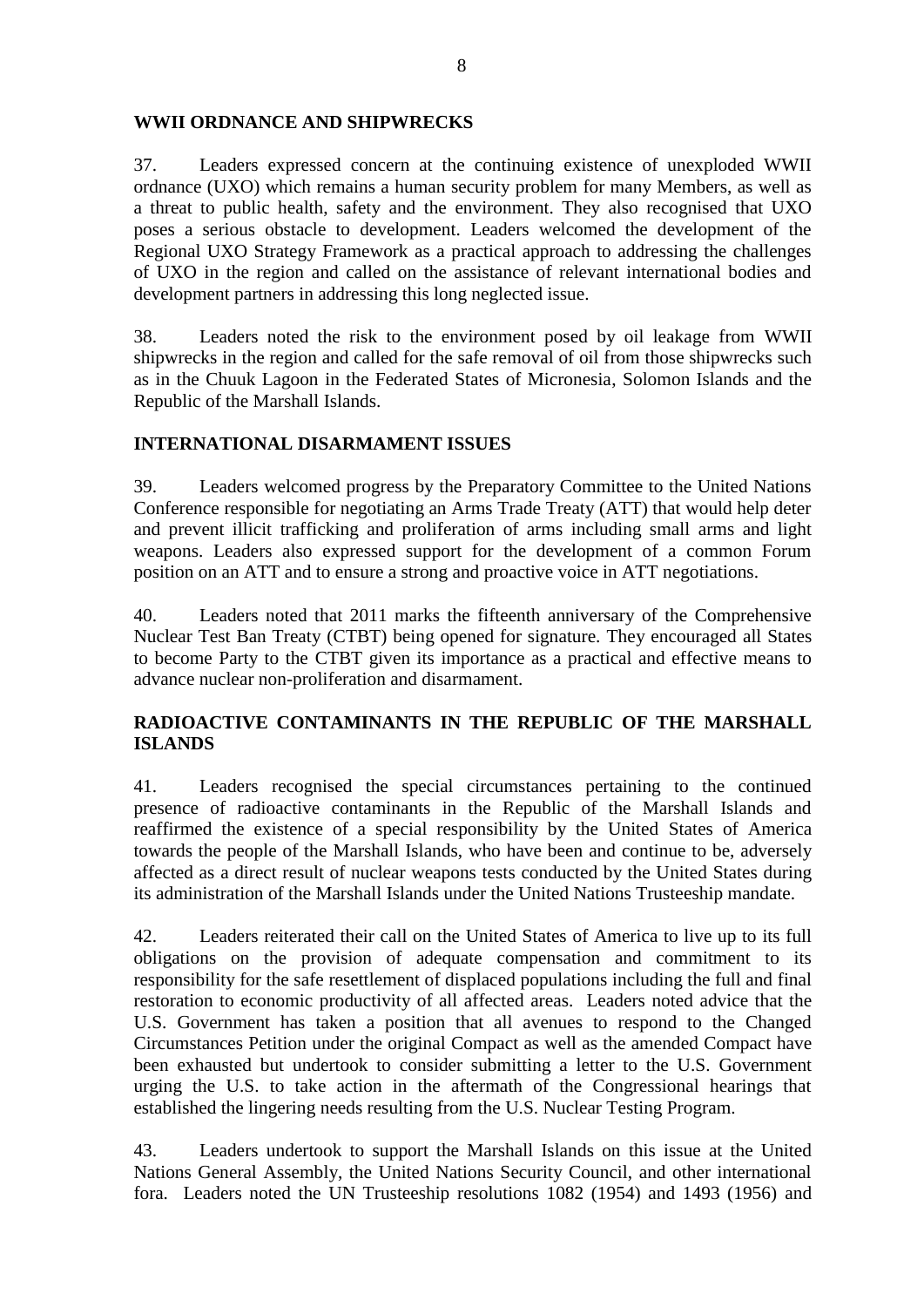**WWII ORDNANCE AND SHIPWRECKS**

37. Leaders expressed concern at the continuing existence of unexploded WWII ordnance (UXO) which remains a human security problem for many Members, as well as a threat to public health, safety and the environment. They also recognised that UXO poses a serious obstacle to development. Leaders welcomed the development of the Regional UXO Strategy Framework as a practical approach to addressing the challenges of UXO in the region and called on the assistance of relevant international bodies and development partners in addressing this long neglected issue.

38. Leaders noted the risk to the environment posed by oil leakage from WWII shipwrecks in the region and called for the safe removal of oil from those shipwrecks such as in the Chuuk Lagoon in the Federated States of Micronesia, Solomon Islands and the Republic of the Marshall Islands.

**INTERNATIONAL DISARMAMENT ISSUES**

39. Leaders welcomed progress by the Preparatory Committee to the United Nations Conference responsible for negotiating an Arms Trade Treaty (ATT) that would help deter and prevent illicit trafficking and proliferation of arms including small arms and light weapons. Leaders also expressed support for the development of a common Forum position on an ATT and to ensure a strong and proactive voice in ATT negotiations.

40. Leaders noted that 2011 marks the fifteenth anniversary of the Comprehensive Nuclear Test Ban Treaty (CTBT) being opened for signature. They encouraged all States to become Party to the CTBT given its importance as a practical and effective means to advance nuclear non-proliferation and disarmament.

**RADIOACTIVE CONTAMINANTS IN THE REPUBLIC OF THE MARSHALL ISLANDS**

41. Leaders recognised the special circumstances pertaining to the continued presence of radioactive contaminants in the Republic of the Marshall Islands and reaffirmed the existence of a special responsibility by the United States of America towards the people of the Marshall Islands, who have been and continue to be, adversely affected as a direct result of nuclear weapons tests conducted by the United States during its administration of the Marshall Islands under the United Nations Trusteeship mandate.

42. Leaders reiterated their call on the United States of America to live up to its full obligations on the provision of adequate compensation and commitment to its responsibility for the safe resettlement of displaced populations including the full and final restoration to economic productivity of all affected areas. Leaders noted advice that the U.S. Government has taken a position that all avenues to respond to the Changed Circumstances Petition under the original Compact as well as the amended Compact have been exhausted but undertook to consider submitting a letter to the U.S. Government urging the U.S. to take action in the aftermath of the Congressional hearings that established the lingering needs resulting from the U.S. Nuclear Testing Program.

43. Leaders undertook to support the Marshall Islands on this issue at the United Nations General Assembly, the United Nations Security Council, and other international fora. Leaders noted the UN Trusteeship resolutions 1082 (1954) and 1493 (1956) and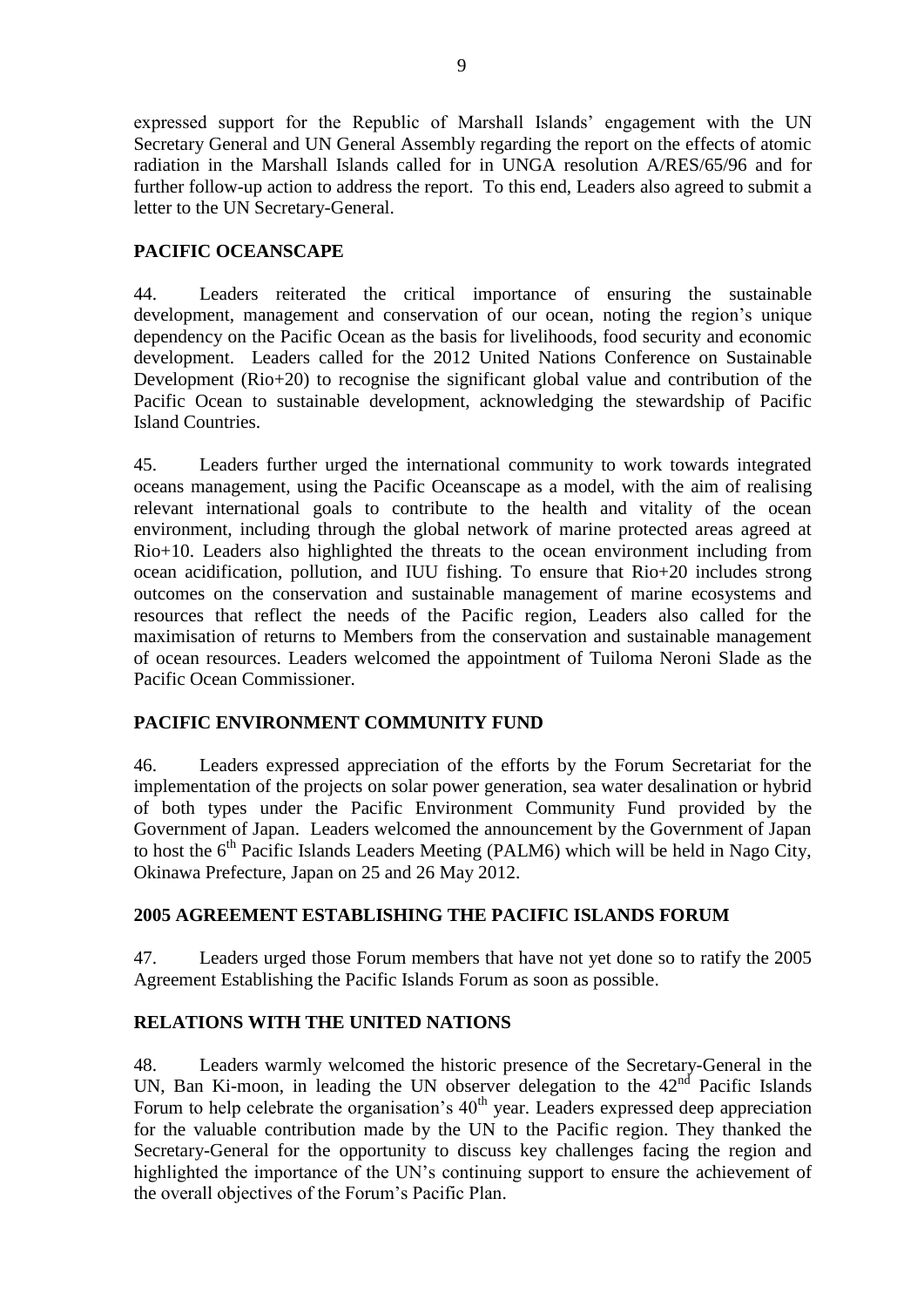expressed support for the Republic of Marshall Islands' engagement with the UN Secretary General and UN General Assembly regarding the report on the effects of atomic radiation in the Marshall Islands called for in UNGA resolution A/RES/65/96 and for further follow-up action to address the report. To this end, Leaders also agreed to submit a letter to the UN Secretary-General.

## PACIFIC OCEANSCAPE

44. Leaders reiterated the critical importance of ensuring the sustainable development, management and conservation of our ocean, noting the region's unique dependency on the Pacific Ocean as the basis for livelihoods, food security and economic development. Leaders called for the 2012 United Nations Conference on Sustainable Development (Rio+20) to recognise the significant global value and contribution of the Pacific Ocean to sustainable development, acknowledging the stewardship of Pacific Island Countries.

45. Leaders further urged the international community to work towards integrated oceans management, using the Pacific Oceanscape as a model, with the aim of realising relevant international goals to contribute to the health and vitality of the ocean environment, including through the global network of marine protected areas agreed at Rio+10. Leaders also highlighted the threats to the ocean environment including from ocean acidification, pollution, and IUU fishing. To ensure that Rio+20 includes strong outcomes on the conservation and sustainable management of marine ecosystems and resources that reflect the needs of the Pacific region, Leaders also called for the maximisation of returns to Members from the conservation and sustainable management of ocean resources. Leaders welcomed the appointment of Tuiloma Neroni Slade as the Pacific Ocean Commissioner.

## PACIFIC ENVIRONMENT COMMUNITY FUND

46. Leaders expressed appreciation of the efforts by the Forum Secretariat for the implementation of the projects on solar power generation, sea water desalination or hybrid of both types under the Pacific Environment Community Fund provided by the Government of Japan. Leaders welcomed the announcement by the Government of Japan to host the 6th Pacific Islands Leaders Meeting (PALM6) which will be held in Nago City, Okinawa Prefecture, Japan on 25 and 26 May 2012.

## 2005 AGREEMENT ESTABLISHING THE PACIFIC ISLANDS FORUM

47. Leaders urged those Forum members that have not yet done so to ratify the 2005 Agreement Establishing the Pacific Islands Forum as soon as possible.

## RELATIONS WITH THE UNITED NATIONS

48. Leaders warmly welcomed the historic presence of the Secretary-General in the UN, Ban Ki-moon, in leading the UN observer delegation to the 42nd Pacific Islands Forum to help celebrate the organisation's 40th year. Leaders expressed deep appreciation for the valuable contribution made by the UN to the Pacific region. They thanked the Secretary-General for the opportunity to discuss key challenges facing the region and highlighted the importance of the UN's continuing support to ensure the achievement of the overall objectives of the Forum's Pacific Plan.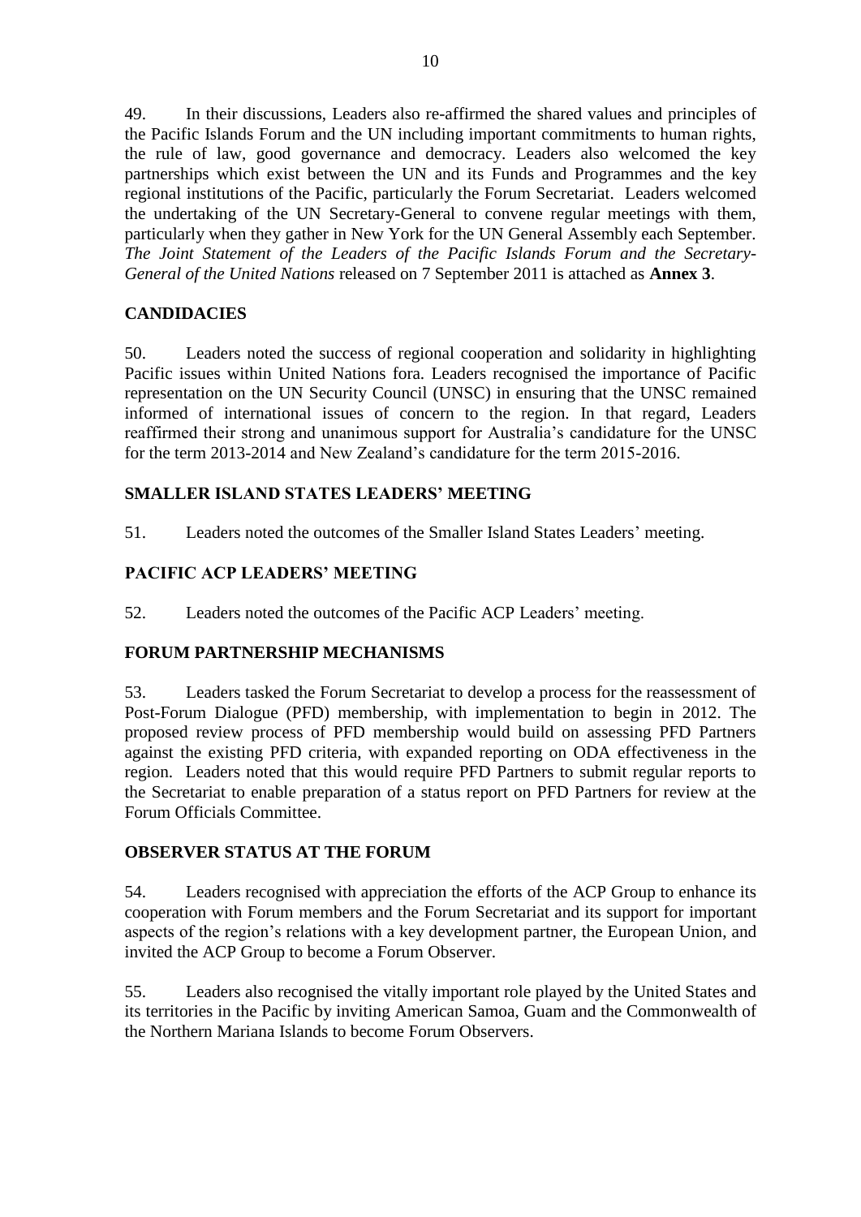49. In their discussions, Leaders also re-affirmed the shared values and principles of the Pacific Islands Forum and the UN including important commitments to human rights, the rule of law, good governance and democracy. Leaders also welcomed the key partnerships which exist between the UN and its Funds and Programmes and the key regional institutions of the Pacific, particularly the Forum Secretariat. Leaders welcomed the undertaking of the UN Secretary-General to convene regular meetings with them, particularly when they gather in New York for the UN General Assembly each September. *The Joint Statement of the Leaders of the Pacific Islands Forum and the Secretary-General of the United Nations* released on 7 September 2011 is attached as **Annex 3**.

## CANDIDACIES

50. Leaders noted the success of regional cooperation and solidarity in highlighting Pacific issues within United Nations fora. Leaders recognised the importance of Pacific representation on the UN Security Council (UNSC) in ensuring that the UNSC remained informed of international issues of concern to the region. In that regard, Leaders reaffirmed their strong and unanimous support for Australia's candidature for the UNSC for the term 2013-2014 and New Zealand's candidature for the term 2015-2016.

## SMALLER ISLAND STATES LEADERS' MEETING

51. Leaders noted the outcomes of the Smaller Island States Leaders' meeting.

## PACIFIC ACP LEADERS' MEETING

52. Leaders noted the outcomes of the Pacific ACP Leaders' meeting.

## FORUM PARTNERSHIP MECHANISMS

53. Leaders tasked the Forum Secretariat to develop a process for the reassessment of Post-Forum Dialogue (PFD) membership, with implementation to begin in 2012. The proposed review process of PFD membership would build on assessing PFD Partners against the existing PFD criteria, with expanded reporting on ODA effectiveness in the region. Leaders noted that this would require PFD Partners to submit regular reports to the Secretariat to enable preparation of a status report on PFD Partners for review at the Forum Officials Committee.

## OBSERVER STATUS AT THE FORUM

54. Leaders recognised with appreciation the efforts of the ACP Group to enhance its cooperation with Forum members and the Forum Secretariat and its support for important aspects of the region's relations with a key development partner, the European Union, and invited the ACP Group to become a Forum Observer.

55. Leaders also recognised the vitally important role played by the United States and its territories in the Pacific by inviting American Samoa, Guam and the Commonwealth of the Northern Mariana Islands to become Forum Observers.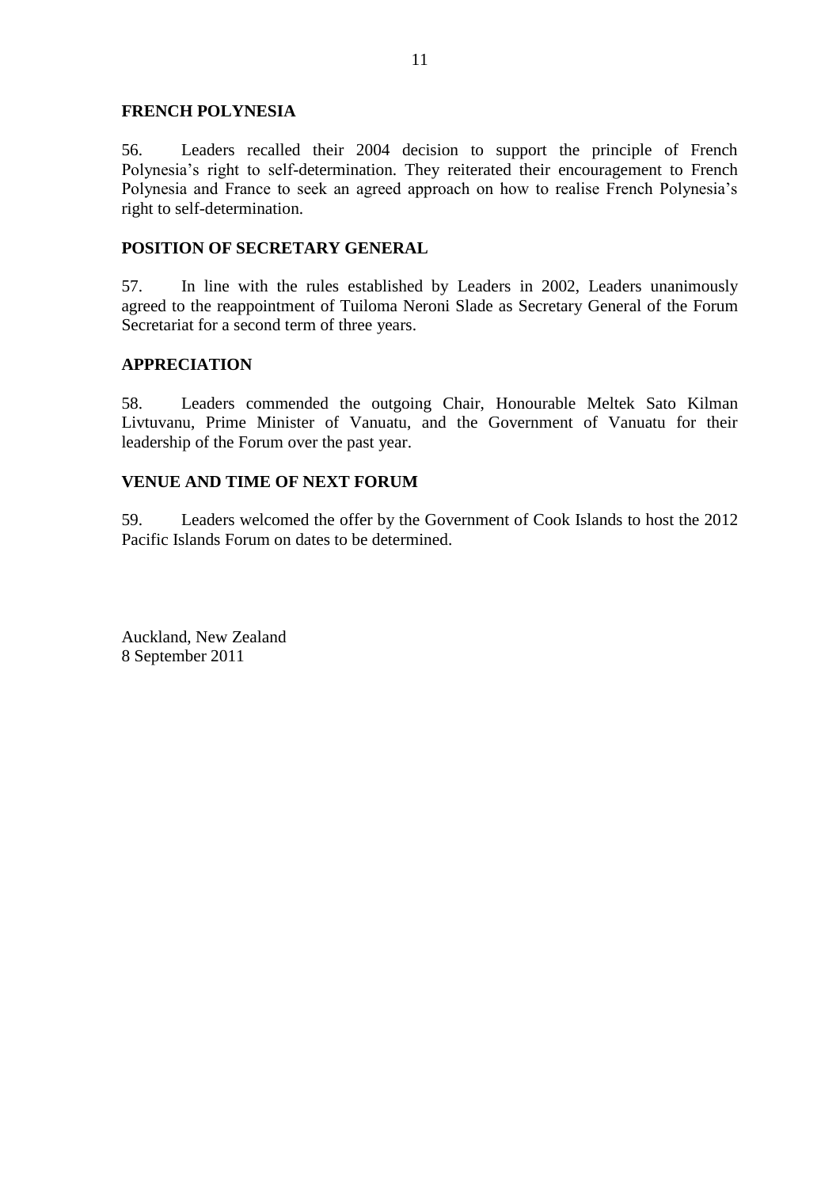**FRENCH POLYNESIA**

56. Leaders recalled their 2004 decision to support the principle of French Polynesia's right to self-determination. They reiterated their encouragement to French Polynesia and France to seek an agreed approach on how to realise French Polynesia's right to self-determination.

**POSITION OF SECRETARY GENERAL**

57. In line with the rules established by Leaders in 2002, Leaders unanimously agreed to the reappointment of Tuiloma Neroni Slade as Secretary General of the Forum Secretariat for a second term of three years.

**APPRECIATION**

58. Leaders commended the outgoing Chair, Honourable Meltek Sato Kilman Livtuvanu, Prime Minister of Vanuatu, and the Government of Vanuatu for their leadership of the Forum over the past year.

**VENUE AND TIME OF NEXT FORUM**

59. Leaders welcomed the offer by the Government of Cook Islands to host the 2012 Pacific Islands Forum on dates to be determined.

Auckland, New Zealand
8 September 2011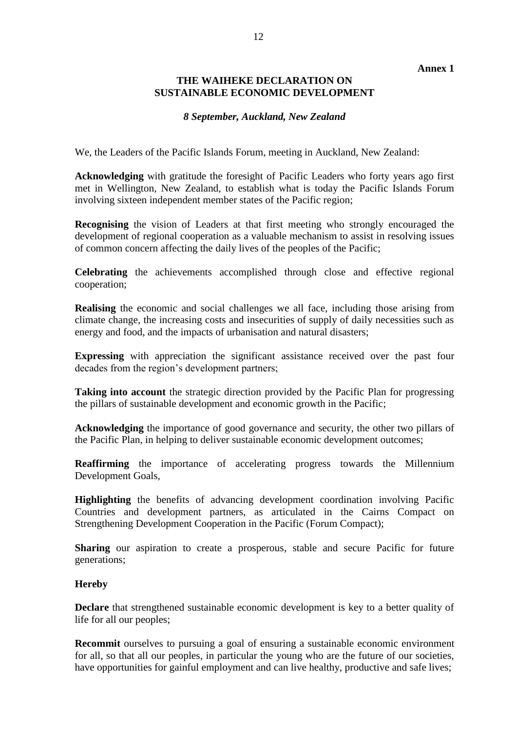**Annex 1**

## THE WAIHEKE DECLARATION ON SUSTAINABLE ECONOMIC DEVELOPMENT

*8 September, Auckland, New Zealand*

We, the Leaders of the Pacific Islands Forum, meeting in Auckland, New Zealand:

**Acknowledging** with gratitude the foresight of Pacific Leaders who forty years ago first met in Wellington, New Zealand, to establish what is today the Pacific Islands Forum involving sixteen independent member states of the Pacific region;

**Recognising** the vision of Leaders at that first meeting who strongly encouraged the development of regional cooperation as a valuable mechanism to assist in resolving issues of common concern affecting the daily lives of the peoples of the Pacific;

**Celebrating** the achievements accomplished through close and effective regional cooperation;

**Realising** the economic and social challenges we all face, including those arising from climate change, the increasing costs and insecurities of supply of daily necessities such as energy and food, and the impacts of urbanisation and natural disasters;

**Expressing** with appreciation the significant assistance received over the past four decades from the region's development partners;

**Taking into account** the strategic direction provided by the Pacific Plan for progressing the pillars of sustainable development and economic growth in the Pacific;

**Acknowledging** the importance of good governance and security, the other two pillars of the Pacific Plan, in helping to deliver sustainable economic development outcomes;

**Reaffirming** the importance of accelerating progress towards the Millennium Development Goals,

**Highlighting** the benefits of advancing development coordination involving Pacific Countries and development partners, as articulated in the Cairns Compact on Strengthening Development Cooperation in the Pacific (Forum Compact);

**Sharing** our aspiration to create a prosperous, stable and secure Pacific for future generations;

**Hereby**

**Declare** that strengthened sustainable economic development is key to a better quality of life for all our peoples;

**Recommit** ourselves to pursuing a goal of ensuring a sustainable economic environment for all, so that all our peoples, in particular the young who are the future of our societies, have opportunities for gainful employment and can live healthy, productive and safe lives;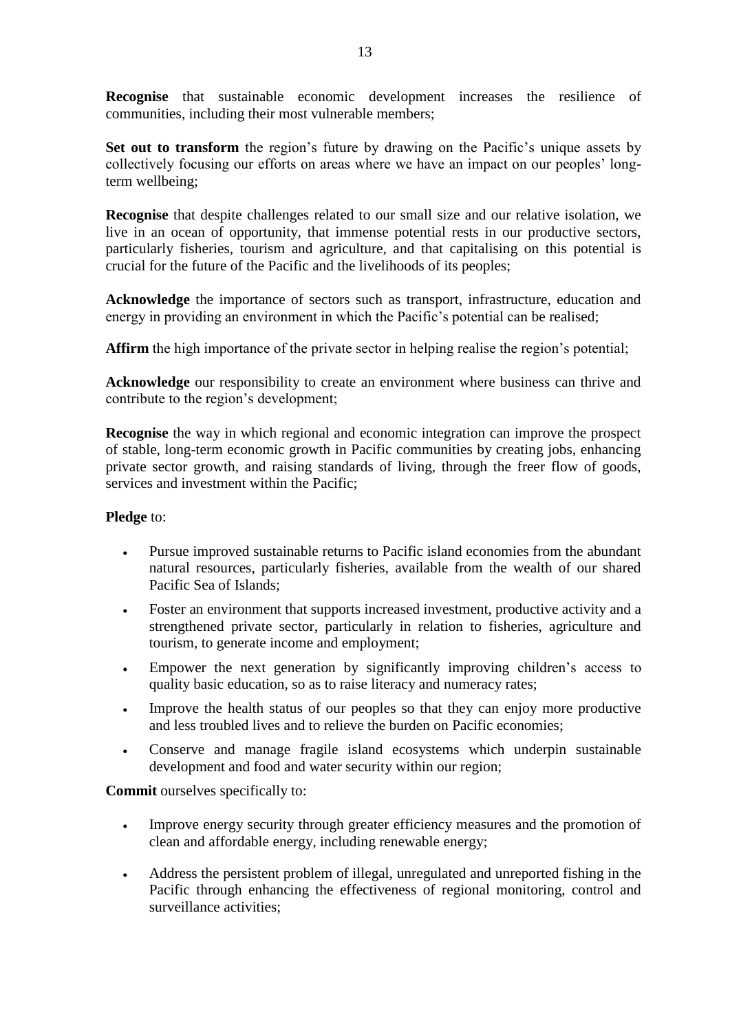**Recognise** that sustainable economic development increases the resilience of communities, including their most vulnerable members;

**Set out to transform** the region's future by drawing on the Pacific's unique assets by collectively focusing our efforts on areas where we have an impact on our peoples' long-term wellbeing;

**Recognise** that despite challenges related to our small size and our relative isolation, we live in an ocean of opportunity, that immense potential rests in our productive sectors, particularly fisheries, tourism and agriculture, and that capitalising on this potential is crucial for the future of the Pacific and the livelihoods of its peoples;

**Acknowledge** the importance of sectors such as transport, infrastructure, education and energy in providing an environment in which the Pacific's potential can be realised;

**Affirm** the high importance of the private sector in helping realise the region's potential;

**Acknowledge** our responsibility to create an environment where business can thrive and contribute to the region's development;

**Recognise** the way in which regional and economic integration can improve the prospect of stable, long-term economic growth in Pacific communities by creating jobs, enhancing private sector growth, and raising standards of living, through the freer flow of goods, services and investment within the Pacific;

**Pledge** to:

- Pursue improved sustainable returns to Pacific island economies from the abundant natural resources, particularly fisheries, available from the wealth of our shared Pacific Sea of Islands;
- Foster an environment that supports increased investment, productive activity and a strengthened private sector, particularly in relation to fisheries, agriculture and tourism, to generate income and employment;
- Empower the next generation by significantly improving children's access to quality basic education, so as to raise literacy and numeracy rates;
- Improve the health status of our peoples so that they can enjoy more productive and less troubled lives and to relieve the burden on Pacific economies;
- Conserve and manage fragile island ecosystems which underpin sustainable development and food and water security within our region;

**Commit** ourselves specifically to:

- Improve energy security through greater efficiency measures and the promotion of clean and affordable energy, including renewable energy;
- Address the persistent problem of illegal, unregulated and unreported fishing in the Pacific through enhancing the effectiveness of regional monitoring, control and surveillance activities;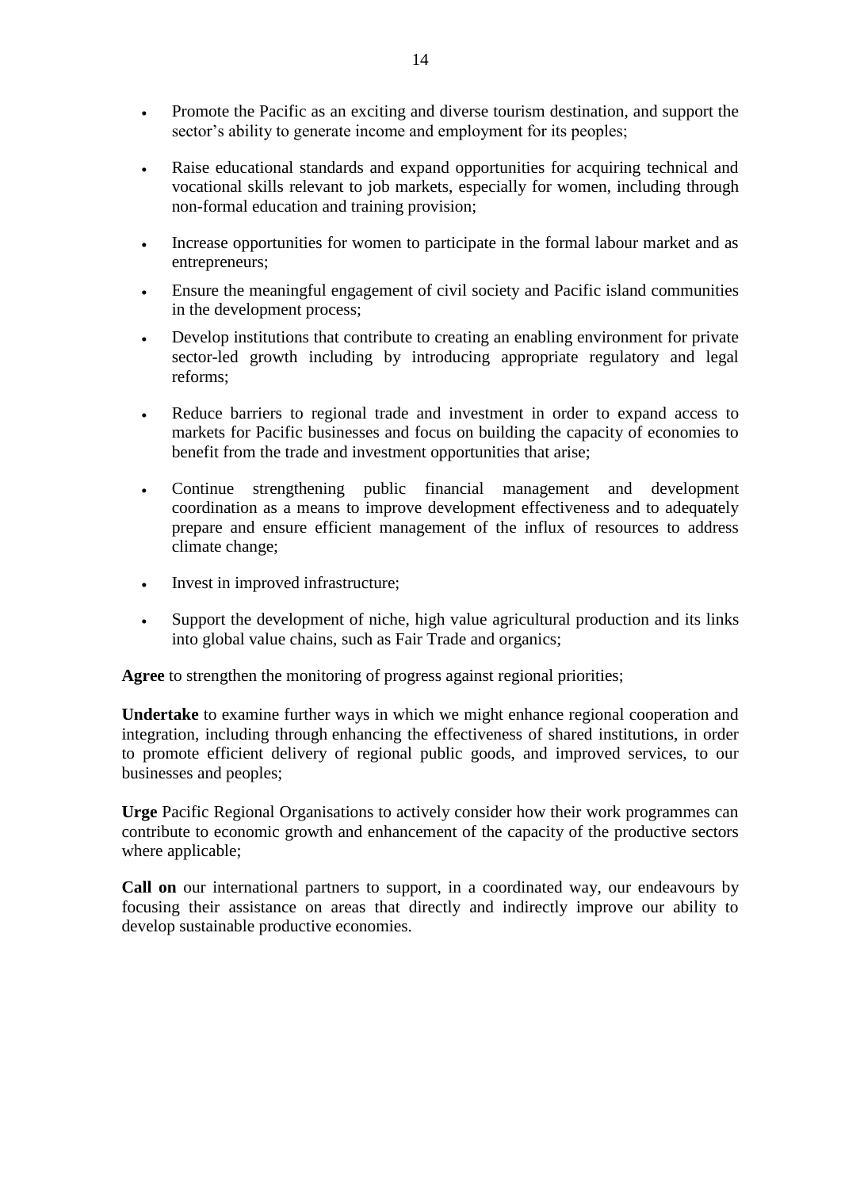- Promote the Pacific as an exciting and diverse tourism destination, and support the sector's ability to generate income and employment for its peoples;

- Raise educational standards and expand opportunities for acquiring technical and vocational skills relevant to job markets, especially for women, including through non-formal education and training provision;

- Increase opportunities for women to participate in the formal labour market and as entrepreneurs;

- Ensure the meaningful engagement of civil society and Pacific island communities in the development process;

- Develop institutions that contribute to creating an enabling environment for private sector-led growth including by introducing appropriate regulatory and legal reforms;

- Reduce barriers to regional trade and investment in order to expand access to markets for Pacific businesses and focus on building the capacity of economies to benefit from the trade and investment opportunities that arise;

- Continue strengthening public financial management and development coordination as a means to improve development effectiveness and to adequately prepare and ensure efficient management of the influx of resources to address climate change;

- Invest in improved infrastructure;

- Support the development of niche, high value agricultural production and its links into global value chains, such as Fair Trade and organics;

**Agree** to strengthen the monitoring of progress against regional priorities;

**Undertake** to examine further ways in which we might enhance regional cooperation and integration, including through enhancing the effectiveness of shared institutions, in order to promote efficient delivery of regional public goods, and improved services, to our businesses and peoples;

**Urge** Pacific Regional Organisations to actively consider how their work programmes can contribute to economic growth and enhancement of the capacity of the productive sectors where applicable;

**Call on** our international partners to support, in a coordinated way, our endeavours by focusing their assistance on areas that directly and indirectly improve our ability to develop sustainable productive economies.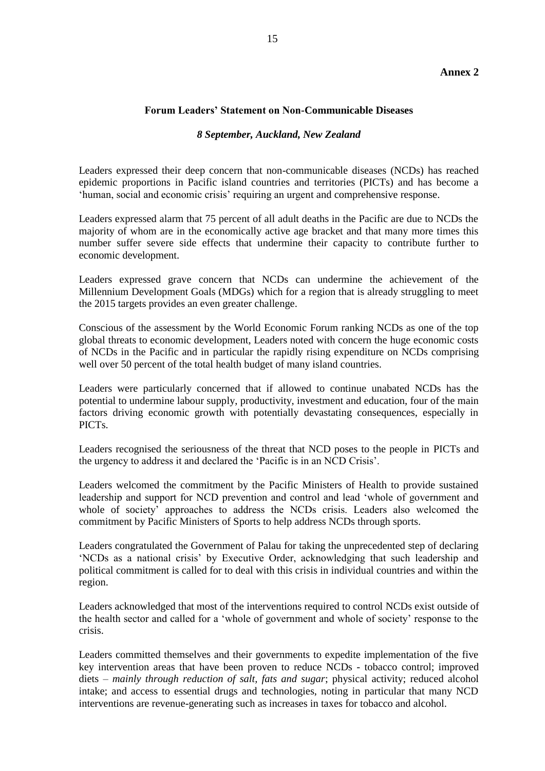**Annex 2**

## Forum Leaders' Statement on Non-Communicable Diseases

***8 September, Auckland, New Zealand***

Leaders expressed their deep concern that non-communicable diseases (NCDs) has reached epidemic proportions in Pacific island countries and territories (PICTs) and has become a 'human, social and economic crisis' requiring an urgent and comprehensive response.

Leaders expressed alarm that 75 percent of all adult deaths in the Pacific are due to NCDs the majority of whom are in the economically active age bracket and that many more times this number suffer severe side effects that undermine their capacity to contribute further to economic development.

Leaders expressed grave concern that NCDs can undermine the achievement of the Millennium Development Goals (MDGs) which for a region that is already struggling to meet the 2015 targets provides an even greater challenge.

Conscious of the assessment by the World Economic Forum ranking NCDs as one of the top global threats to economic development, Leaders noted with concern the huge economic costs of NCDs in the Pacific and in particular the rapidly rising expenditure on NCDs comprising well over 50 percent of the total health budget of many island countries.

Leaders were particularly concerned that if allowed to continue unabated NCDs has the potential to undermine labour supply, productivity, investment and education, four of the main factors driving economic growth with potentially devastating consequences, especially in PICTs.

Leaders recognised the seriousness of the threat that NCD poses to the people in PICTs and the urgency to address it and declared the 'Pacific is in an NCD Crisis'.

Leaders welcomed the commitment by the Pacific Ministers of Health to provide sustained leadership and support for NCD prevention and control and lead 'whole of government and whole of society' approaches to address the NCDs crisis. Leaders also welcomed the commitment by Pacific Ministers of Sports to help address NCDs through sports.

Leaders congratulated the Government of Palau for taking the unprecedented step of declaring 'NCDs as a national crisis' by Executive Order, acknowledging that such leadership and political commitment is called for to deal with this crisis in individual countries and within the region.

Leaders acknowledged that most of the interventions required to control NCDs exist outside of the health sector and called for a 'whole of government and whole of society' response to the crisis.

Leaders committed themselves and their governments to expedite implementation of the five key intervention areas that have been proven to reduce NCDs - tobacco control; improved diets – *mainly through reduction of salt, fats and sugar*; physical activity; reduced alcohol intake; and access to essential drugs and technologies, noting in particular that many NCD interventions are revenue-generating such as increases in taxes for tobacco and alcohol.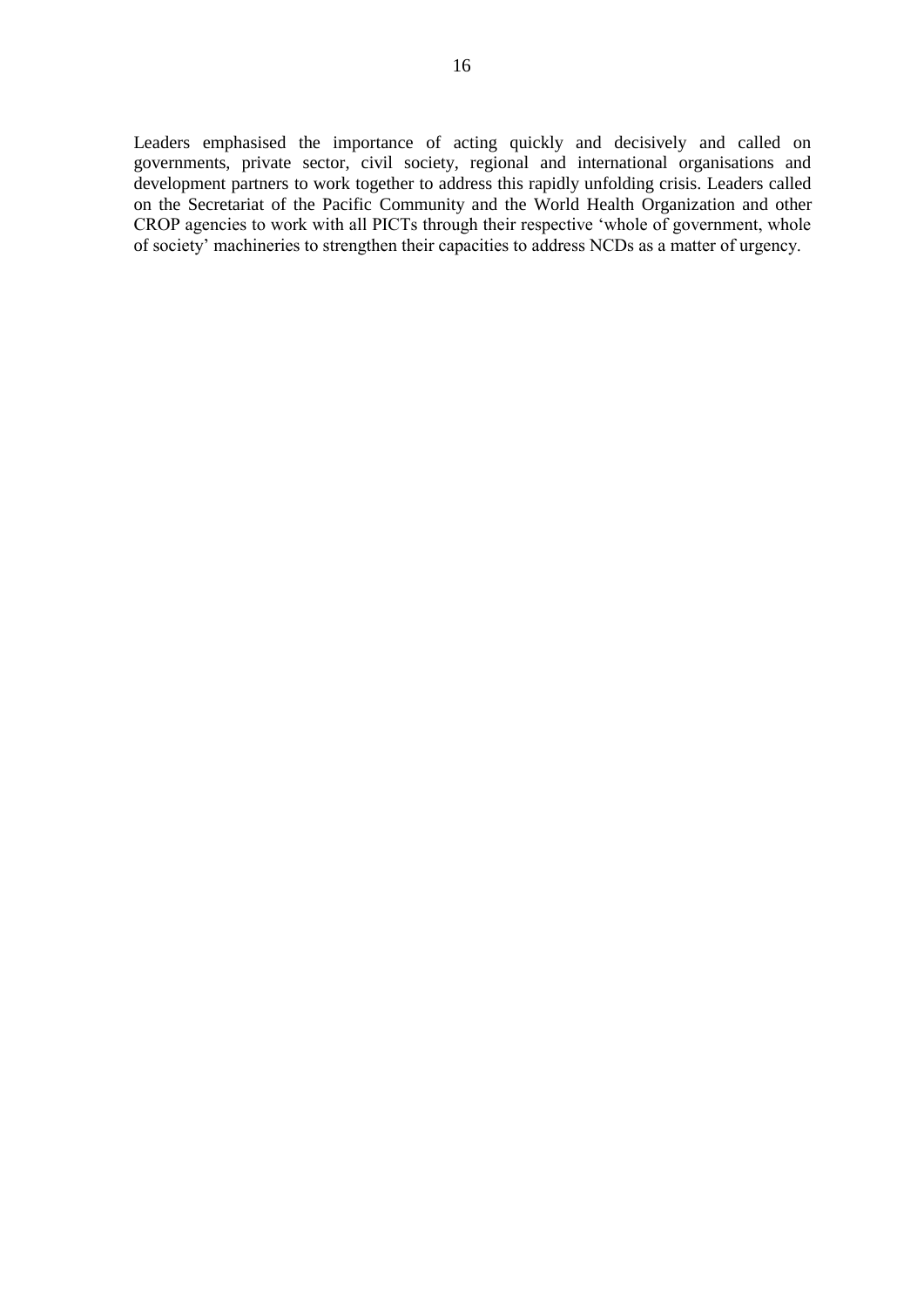Leaders emphasised the importance of acting quickly and decisively and called on governments, private sector, civil society, regional and international organisations and development partners to work together to address this rapidly unfolding crisis. Leaders called on the Secretariat of the Pacific Community and the World Health Organization and other CROP agencies to work with all PICTs through their respective 'whole of government, whole of society' machineries to strengthen their capacities to address NCDs as a matter of urgency.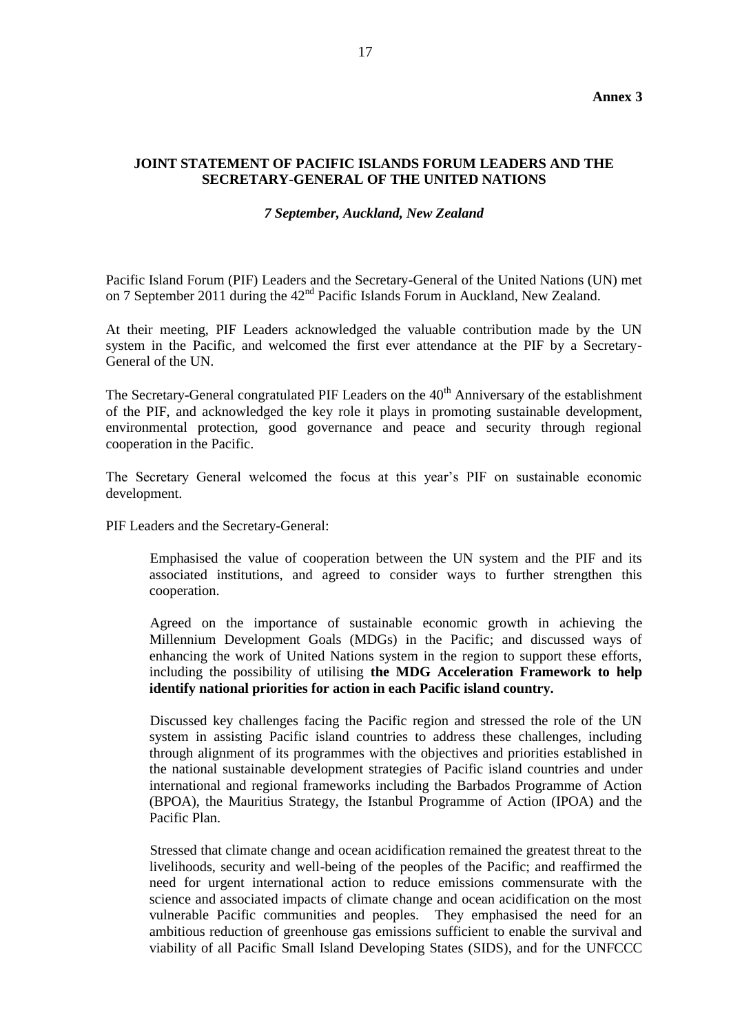**Annex 3**

## JOINT STATEMENT OF PACIFIC ISLANDS FORUM LEADERS AND THE SECRETARY-GENERAL OF THE UNITED NATIONS

***7 September, Auckland, New Zealand***

Pacific Island Forum (PIF) Leaders and the Secretary-General of the United Nations (UN) met on 7 September 2011 during the 42nd Pacific Islands Forum in Auckland, New Zealand.

At their meeting, PIF Leaders acknowledged the valuable contribution made by the UN system in the Pacific, and welcomed the first ever attendance at the PIF by a Secretary-General of the UN.

The Secretary-General congratulated PIF Leaders on the 40th Anniversary of the establishment of the PIF, and acknowledged the key role it plays in promoting sustainable development, environmental protection, good governance and peace and security through regional cooperation in the Pacific.

The Secretary General welcomed the focus at this year's PIF on sustainable economic development.

PIF Leaders and the Secretary-General:

> Emphasised the value of cooperation between the UN system and the PIF and its associated institutions, and agreed to consider ways to further strengthen this cooperation.
>
> Agreed on the importance of sustainable economic growth in achieving the Millennium Development Goals (MDGs) in the Pacific; and discussed ways of enhancing the work of United Nations system in the region to support these efforts, including the possibility of utilising **the MDG Acceleration Framework to help identify national priorities for action in each Pacific island country.**
>
> Discussed key challenges facing the Pacific region and stressed the role of the UN system in assisting Pacific island countries to address these challenges, including through alignment of its programmes with the objectives and priorities established in the national sustainable development strategies of Pacific island countries and under international and regional frameworks including the Barbados Programme of Action (BPOA), the Mauritius Strategy, the Istanbul Programme of Action (IPOA) and the Pacific Plan.
>
> Stressed that climate change and ocean acidification remained the greatest threat to the livelihoods, security and well-being of the peoples of the Pacific; and reaffirmed the need for urgent international action to reduce emissions commensurate with the science and associated impacts of climate change and ocean acidification on the most vulnerable Pacific communities and peoples. They emphasised the need for an ambitious reduction of greenhouse gas emissions sufficient to enable the survival and viability of all Pacific Small Island Developing States (SIDS), and for the UNFCCC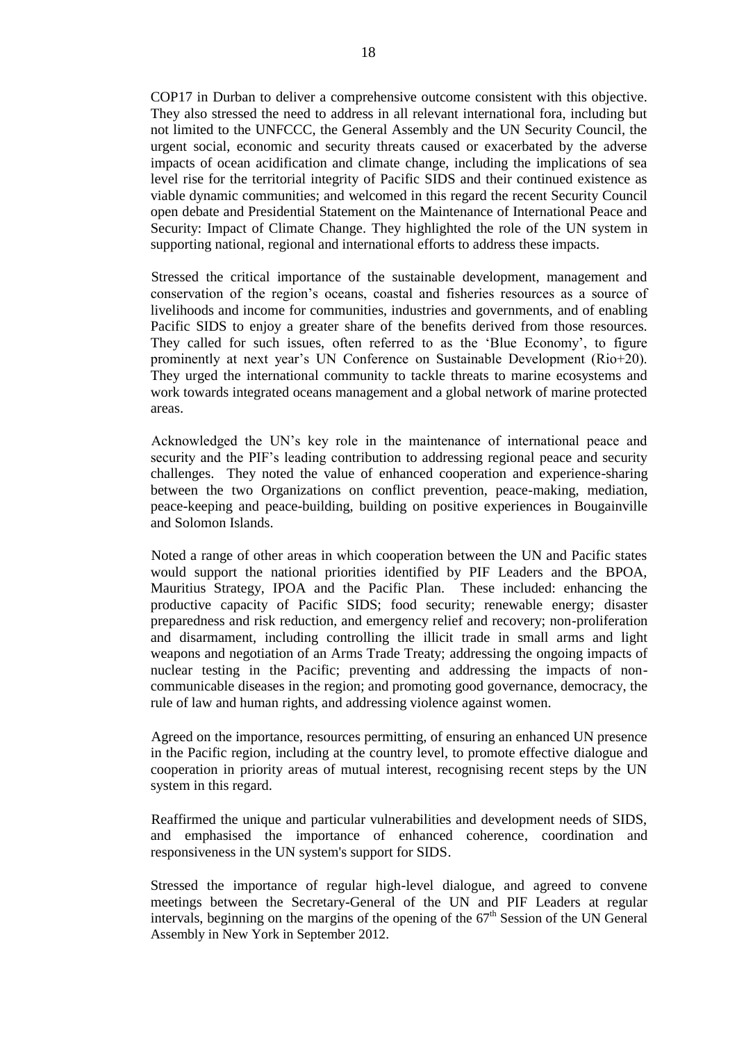COP17 in Durban to deliver a comprehensive outcome consistent with this objective. They also stressed the need to address in all relevant international fora, including but not limited to the UNFCCC, the General Assembly and the UN Security Council, the urgent social, economic and security threats caused or exacerbated by the adverse impacts of ocean acidification and climate change, including the implications of sea level rise for the territorial integrity of Pacific SIDS and their continued existence as viable dynamic communities; and welcomed in this regard the recent Security Council open debate and Presidential Statement on the Maintenance of International Peace and Security: Impact of Climate Change. They highlighted the role of the UN system in supporting national, regional and international efforts to address these impacts.

Stressed the critical importance of the sustainable development, management and conservation of the region's oceans, coastal and fisheries resources as a source of livelihoods and income for communities, industries and governments, and of enabling Pacific SIDS to enjoy a greater share of the benefits derived from those resources. They called for such issues, often referred to as the 'Blue Economy', to figure prominently at next year's UN Conference on Sustainable Development (Rio+20). They urged the international community to tackle threats to marine ecosystems and work towards integrated oceans management and a global network of marine protected areas.

Acknowledged the UN's key role in the maintenance of international peace and security and the PIF's leading contribution to addressing regional peace and security challenges. They noted the value of enhanced cooperation and experience-sharing between the two Organizations on conflict prevention, peace-making, mediation, peace-keeping and peace-building, building on positive experiences in Bougainville and Solomon Islands.

Noted a range of other areas in which cooperation between the UN and Pacific states would support the national priorities identified by PIF Leaders and the BPOA, Mauritius Strategy, IPOA and the Pacific Plan. These included: enhancing the productive capacity of Pacific SIDS; food security; renewable energy; disaster preparedness and risk reduction, and emergency relief and recovery; non-proliferation and disarmament, including controlling the illicit trade in small arms and light weapons and negotiation of an Arms Trade Treaty; addressing the ongoing impacts of nuclear testing in the Pacific; preventing and addressing the impacts of non-communicable diseases in the region; and promoting good governance, democracy, the rule of law and human rights, and addressing violence against women.

Agreed on the importance, resources permitting, of ensuring an enhanced UN presence in the Pacific region, including at the country level, to promote effective dialogue and cooperation in priority areas of mutual interest, recognising recent steps by the UN system in this regard.

Reaffirmed the unique and particular vulnerabilities and development needs of SIDS, and emphasised the importance of enhanced coherence, coordination and responsiveness in the UN system's support for SIDS.

Stressed the importance of regular high-level dialogue, and agreed to convene meetings between the Secretary-General of the UN and PIF Leaders at regular intervals, beginning on the margins of the opening of the 67th Session of the UN General Assembly in New York in September 2012.